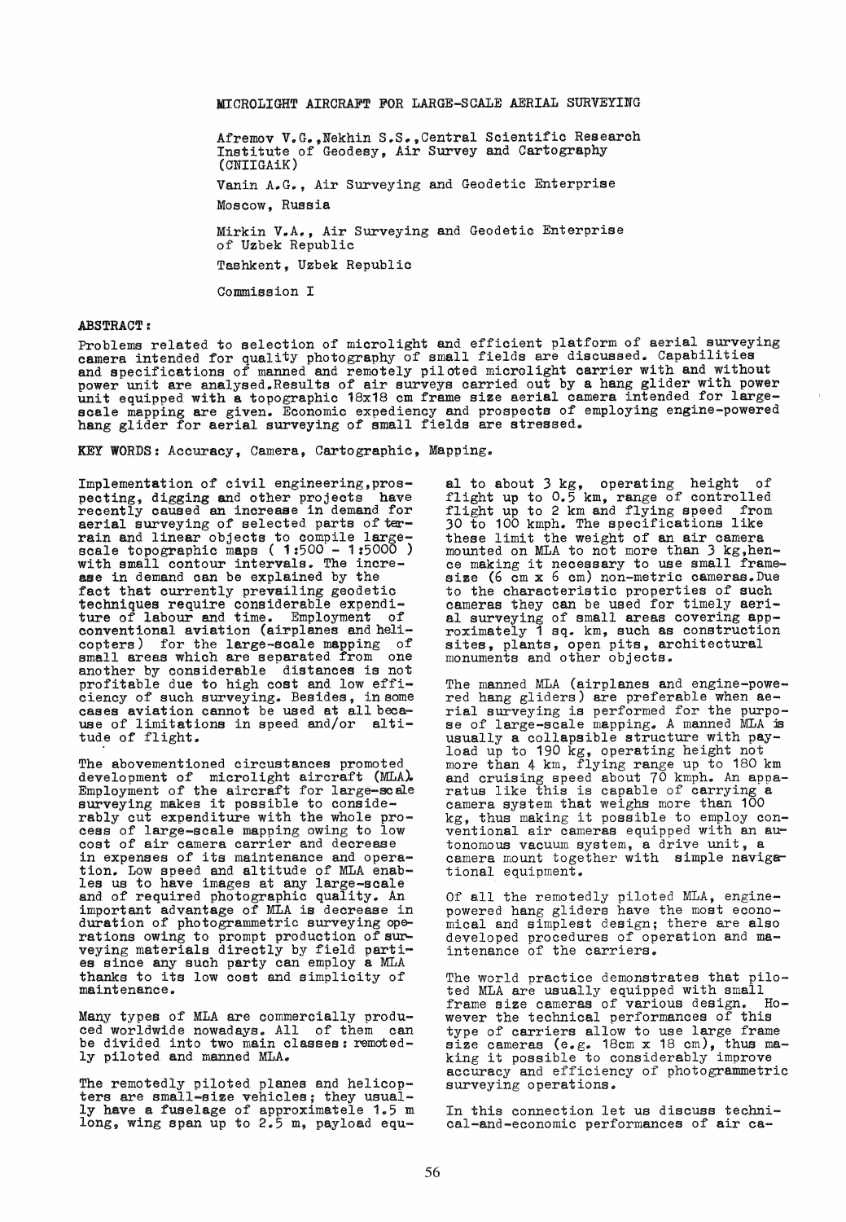# MICROLIGHT AIRCRAFT FOR LARGE-SCALE AERIAL SURVEYING

Afremov V.G., Nekhin S.S., Central Scientific Research Institute of Geodesy, Air Survey and Cartography (CNIIGAiK)

Vanin A.G., Air Surveying and Geodetic Enterprise

Moscow, Russia

Mirkin V.A., Air Surveying and Geodetic Enterprise of Uzbek Republic

Tashkent, Uzbek Republic

Commission I

**ABSTRACT:**

Problems related to selection of microlight and efficient platform of aerial surveying camera intended for quality photography of small fields are discussed. Capabilities and specifications of manned and remotely piloted microlight carrier with and without power unit are analysed. Results of air surveys carried out by a hang glider with power unit equipped with a topographic 18x18 cm frame size aerial camera intended for large-scale mapping are given. Economic expediency and prospects of employing engine-powered hang glider for aerial surveying of small fields are stressed.

**KEY WORDS:** Accuracy, Camera, Cartographic, Mapping.

Implementation of civil engineering, prospecting, digging and other projects have recently caused an increase in demand for aerial surveying of selected parts of terrain and linear objects to compile large-scale topographic maps ( 1:500 - 1:5000 ) with small contour intervals. The increase in demand can be explained by the fact that currently prevailing geodetic techniques require considerable expenditure of labour and time. Employment of conventional aviation (airplanes and helicopters) for the large-scale mapping of small areas which are separated from one another by considerable distances is not profitable due to high cost and low efficiency of such surveying. Besides, in some cases aviation cannot be used at all because of limitations in speed and/or altitude of flight.

The abovementioned circumstances promoted development of microlight aircraft (MLA). Employment of the aircraft for large-scale surveying makes it possible to considerably cut expenditure with the whole process of large-scale mapping owing to low cost of air camera carrier and decrease in expenses of its maintenance and operation. Low speed and altitude of MLA enables us to have images at any large-scale and of required photographic quality. An important advantage of MLA is decrease in duration of photogrammetric surveying operations owing to prompt production of surveying materials directly by field parties since any such party can employ a MLA thanks to its low cost and simplicity of maintenance.

Many types of MLA are commercially produced worldwide nowadays. All of them can be divided into two main classes: remotedly piloted and manned MLA.

The remotedly piloted planes and helicopters are small-size vehicles; they usually have a fuselage of approximatele 1.5 m long, wing span up to 2.5 m, payload equal to about 3 kg, operating height of flight up to 0.5 km, range of controlled flight up to 2 km and flying speed from 30 to 100 kmph. The specifications like these limit the weight of an air camera mounted on MLA to not more than 3 kg, hence making it necessary to use small frame-size (6 cm x 6 cm) non-metric cameras. Due to the characteristic properties of such cameras they can be used for timely aerial surveying of small areas covering approximately 1 sq. km, such as construction sites, plants, open pits, architectural monuments and other objects.

The manned MLA (airplanes and engine-powered hang gliders) are preferable when aerial surveying is performed for the purpose of large-scale mapping. A manned MLA is usually a collapsible structure with payload up to 190 kg, operating height not more than 4 km, flying range up to 180 km and cruising speed about 70 kmph. An apparatus like this is capable of carrying a camera system that weighs more than 100 kg, thus making it possible to employ conventional air cameras equipped with an autonomous vacuum system, a drive unit, a camera mount together with simple navigational equipment.

Of all the remotedly piloted MLA, engine-powered hang gliders have the most economical and simplest design; there are also developed procedures of operation and maintenance of the carriers.

The world practice demonstrates that piloted MLA are usually equipped with small frame size cameras of various design. However the technical performances of this type of carriers allow to use large frame size cameras (e.g. 18cm x 18 cm), thus making it possible to considerably improve accuracy and efficiency of photogrammetric surveying operations.

In this connection let us discuss technical-and-economic performances of air ca-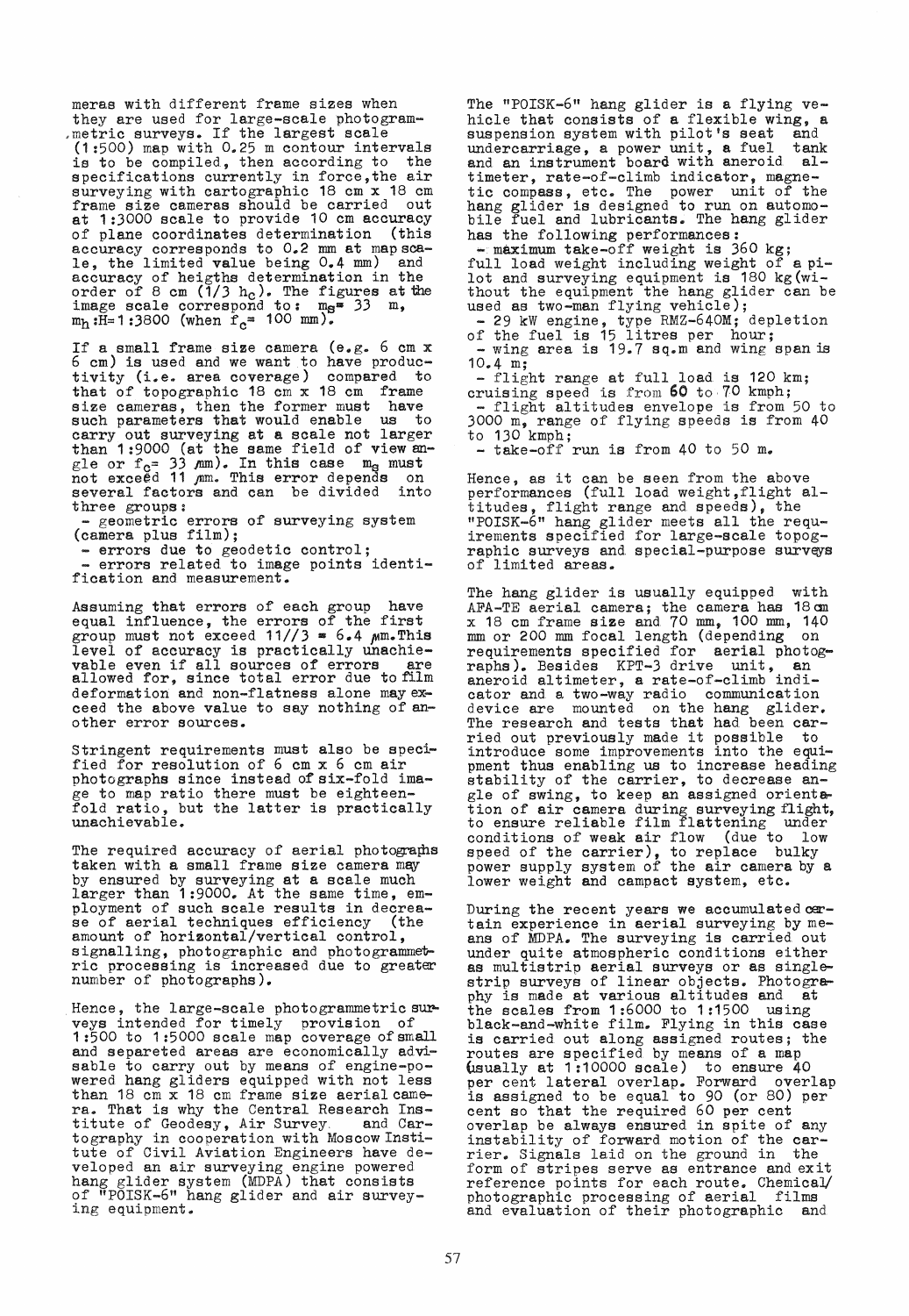meras with different frame sizes when they are used for large-scale photogrammetric surveys. If the largest scale (1:500) map with 0.25 m contour intervals is to be compiled, then according to the specifications currently in force, the air surveying with cartographic 18 cm x 18 cm frame size cameras should be carried out at 1:3000 scale to provide 10 cm accuracy of plane coordinates determination (this accuracy corresponds to 0.2 mm at map scale, the limited value being 0.4 mm) and accuracy of heigths determination in the order of 8 cm (1/3 $h_c$). The figures at the image scale correspond to: $m_s$= 33 m, $m_h$:H=1:3800 (when $f_c$= 100 mm).

If a small frame size camera (e.g. 6 cm x 6 cm) is used and we want to have productivity (i.e. area coverage) compared to that of topographic 18 cm x 18 cm frame size cameras, then the former must have such parameters that would enable us to carry out surveying at a scale not larger than 1:9000 (at the same field of view angle or $f_c$= 33 $\mu$m). In this case $m_s$ must not exceed 11 $\mu$m. This error depends on several factors and can be divided into three groups:

- geometric errors of surveying system (camera plus film);
- errors due to geodetic control;
- errors related to image points identification and measurement.

Assuming that errors of each group have equal influence, the errors of the first group must not exceed 11/√3 = 6.4 $\mu$m. This level of accuracy is practically unachievable even if all sources of errors are allowed for, since total error due to film deformation and non-flatness alone may exceed the above value to say nothing of another error sources.

Stringent requirements must also be specified for resolution of 6 cm x 6 cm air photographs since instead of six-fold image to map ratio there must be eighteen-fold ratio, but the latter is practically unachievable.

The required accuracy of aerial photographs taken with a small frame size camera may by ensured by surveying at a scale much larger than 1:9000. At the same time, employment of such scale results in decrease of aerial techniques efficiency (the amount of horizontal/vertical control, signalling, photographic and photogrammetric processing is increased due to greater number of photographs).

Hence, the large-scale photogrammetric surveys intended for timely provision of 1:500 to 1:5000 scale map coverage of small and separeted areas are economically advisable to carry out by means of engine-powered hang gliders equipped with not less than 18 cm x 18 cm frame size aerial camera. That is why the Central Research Institute of Geodesy, Air Survey and Cartography in cooperation with Moscow Institute of Civil Aviation Engineers have developed an air surveying engine powered hang glider system (MDPA) that consists of "POISK-6" hang glider and air surveying equipment.

The "POISK-6" hang glider is a flying vehicle that consists of a flexible wing, a suspension system with pilot's seat and undercarriage, a power unit, a fuel tank and an instrument board with aneroid altimeter, rate-of-climb indicator, magnetic compass, etc. The power unit of the hang glider is designed to run on automobile fuel and lubricants. The hang glider has the following performances:

- maximum take-off weight is 360 kg; full load weight including weight of a pilot and surveying equipment is 180 kg (without the equipment the hang glider can be used as two-man flying vehicle);
- 29 kW engine, type RMZ-640M; depletion of the fuel is 15 litres per hour;
- wing area is 19.7 sq.m and wing span is 10.4 m;
- flight range at full load is 120 km; cruising speed is from 60 to 70 kmph;
- flight altitudes envelope is from 50 to 3000 m, range of flying speeds is from 40 to 130 kmph;
- take-off run is from 40 to 50 m.

Hence, as it can be seen from the above performances (full load weight, flight altitudes, flight range and speeds), the "POISK-6" hang glider meets all the requirements specified for large-scale topographic surveys and special-purpose surveys of limited areas.

The hang glider is usually equipped with AFA-TE aerial camera; the camera has 18 cm x 18 cm frame size and 70 mm, 100 mm, 140 mm or 200 mm focal length (depending on requirements specified for aerial photographs). Besides KPT-3 drive unit, an aneroid altimeter, a rate-of-climb indicator and a two-way radio communication device are mounted on the hang glider. The research and tests that had been carried out previously made it possible to introduce some improvements into the equipment thus enabling us to increase heading stability of the carrier, to decrease angle of swing, to keep an assigned orientation of air camera during surveying flight, to ensure reliable film flattening under conditions of weak air flow (due to low speed of the carrier), to replace bulky power supply system of the air camera by a lower weight and campact system, etc.

During the recent years we accumulated certain experience in aerial surveying by means of MDPA. The surveying is carried out under quite atmospheric conditions either as multistrip aerial surveys or as single-strip surveys of linear objects. Photography is made at various altitudes and at the scales from 1:6000 to 1:1500 using black-and-white film. Flying in this case is carried out along assigned routes; the routes are specified by means of a map (usually at 1:10000 scale) to ensure 40 per cent lateral overlap. Forward overlap is assigned to be equal to 90 (or 80) per cent so that the required 60 per cent overlap be always ensured in spite of any instability of forward motion of the carrier. Signals laid on the ground in the form of stripes serve as entrance and exit reference points for each route. Chemical/photographic processing of aerial films and evaluation of their photographic and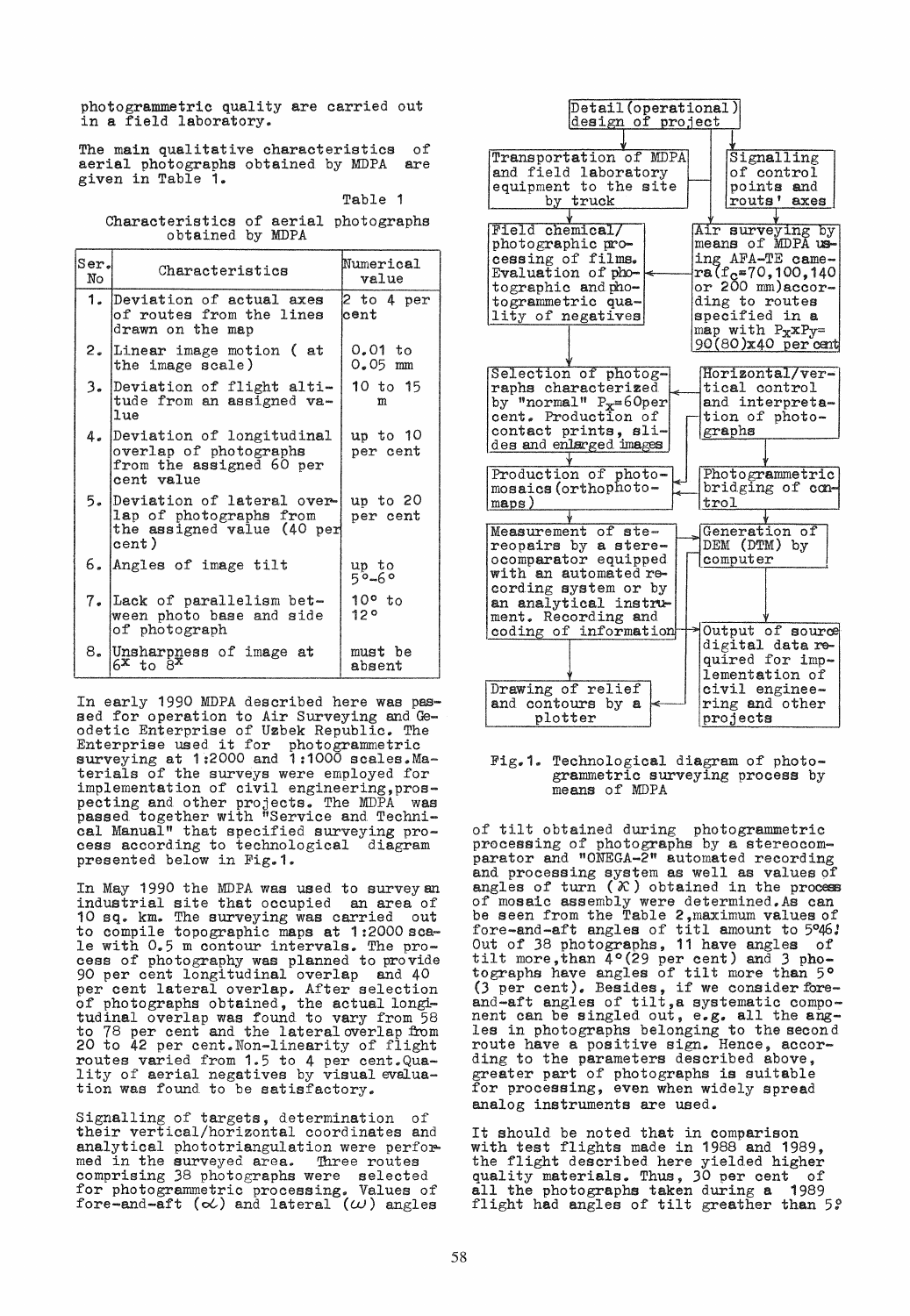photogrammetric quality are carried out in a field laboratory.

The main qualitative characteristics of aerial photographs obtained by MDPA are given in Table 1.

Table 1

Characteristics of aerial photographs obtained by MDPA

| Ser. No | Characteristics | Numerical value |
|---|---|---|
| 1. | Deviation of actual axes of routes from the lines drawn on the map | 2 to 4 per cent |
| 2. | Linear image motion ( at the image scale) | 0.01 to 0.05 mm |
| 3. | Deviation of flight altitude from an assigned value | 10 to 15 m |
| 4. | Deviation of longitudinal overlap of photographs from the assigned 60 per cent value | up to 10 per cent |
| 5. | Deviation of lateral overlap of photographs from the assigned value (40 per cent) | up to 20 per cent |
| 6. | Angles of image tilt | up to 5°-6° |
| 7. | Lack of parallelism between photo base and side of photograph | 10° to 12° |
| 8. | Unsharpness of image at $6^x$ to $8^x$ | must be absent |

In early 1990 MDPA described here was passed for operation to Air Surveying and Geodetic Enterprise of Uzbek Republic. The Enterprise used it for photogrammetric surveying at 1:2000 and 1:1000 scales. Materials of the surveys were employed for implementation of civil engineering, prospecting and other projects. The MDPA was passed together with "Service and Technical Manual" that specified surveying process according to technological diagram presented below in Fig.1.

In May 1990 the MDPA was used to survey an industrial site that occupied an area of 10 sq. km. The surveying was carried out to compile topographic maps at 1:2000 scale with 0.5 m contour intervals. The process of photography was planned to provide 90 per cent longitudinal overlap and 40 per cent lateral overlap. After selection of photographs obtained, the actual longitudinal overlap was found to vary from 58 to 78 per cent and the lateral overlap from 20 to 42 per cent. Non-linearity of flight routes varied from 1.5 to 4 per cent. Quality of aerial negatives by visual evaluation was found to be satisfactory.

Signalling of targets, determination of their vertical/horizontal coordinates and analytical phototriangulation were performed in the surveyed area. Three routes comprising 38 photographs were selected for photogrammetric processing. Values of fore-and-aft ($\alpha$) and lateral ($\omega$) angles

Detail (operational) design of project

- Transportation of MDPA and field laboratory equipment to the site by truck
- Signalling of control points and routs' axes
- Air surveying by means of MDPA using AFA-TE camera ($f_c$=70, 100, 140 or 200 mm) according to routes specified in a map with $P_x$x$P_y$= 90(80)x40 per cent
- Field chemical/photographic processing of films. Evaluation of photographic and photogrammetric quality of negatives
- Selection of photographs characterized by "normal" $P_x$=60 per cent. Production of contact prints, slides and enlarged images
- Horizontal/vertical control and interpretation of photographs
- Photogrammetric bridging of control
- Production of photo-mosaics (orthophotomaps)
- Measurement of stereopairs by a stereocomparator equipped with an automated recording system or by an analytical instrument. Recording and coding of information
- Generation of DEM (DTM) by computer
- Output of source digital data required for implementation of civil engineering and other projects
- Drawing of relief and contours by a plotter

Fig.1. Technological diagram of photogrammetric surveying process by means of MDPA

of tilt obtained during photogrammetric processing of photographs by a stereocomparator and "ONEGA-2" automated recording and processing system as well as values of angles of turn ($\mathcal{X}$) obtained in the process of mosaic assembly were determined. As can be seen from the Table 2, maximum values of fore-and-aft angles of titl amount to 5°46'. Out of 38 photographs, 11 have angles of tilt more than 4° (29 per cent) and 3 photographs have angles of tilt more than 5° (3 per cent). Besides, if we consider fore-and-aft angles of tilt, a systematic component can be singled out, e.g. all the angles in photographs belonging to the second route have a positive sign. Hence, according to the parameters described above, greater part of photographs is suitable for processing, even when widely spread analog instruments are used.

It should be noted that in comparison with test flights made in 1988 and 1989, the flight described here yielded higher quality materials. Thus, 30 per cent of all the photographs taken during a 1989 flight had angles of tilt greather than 5°.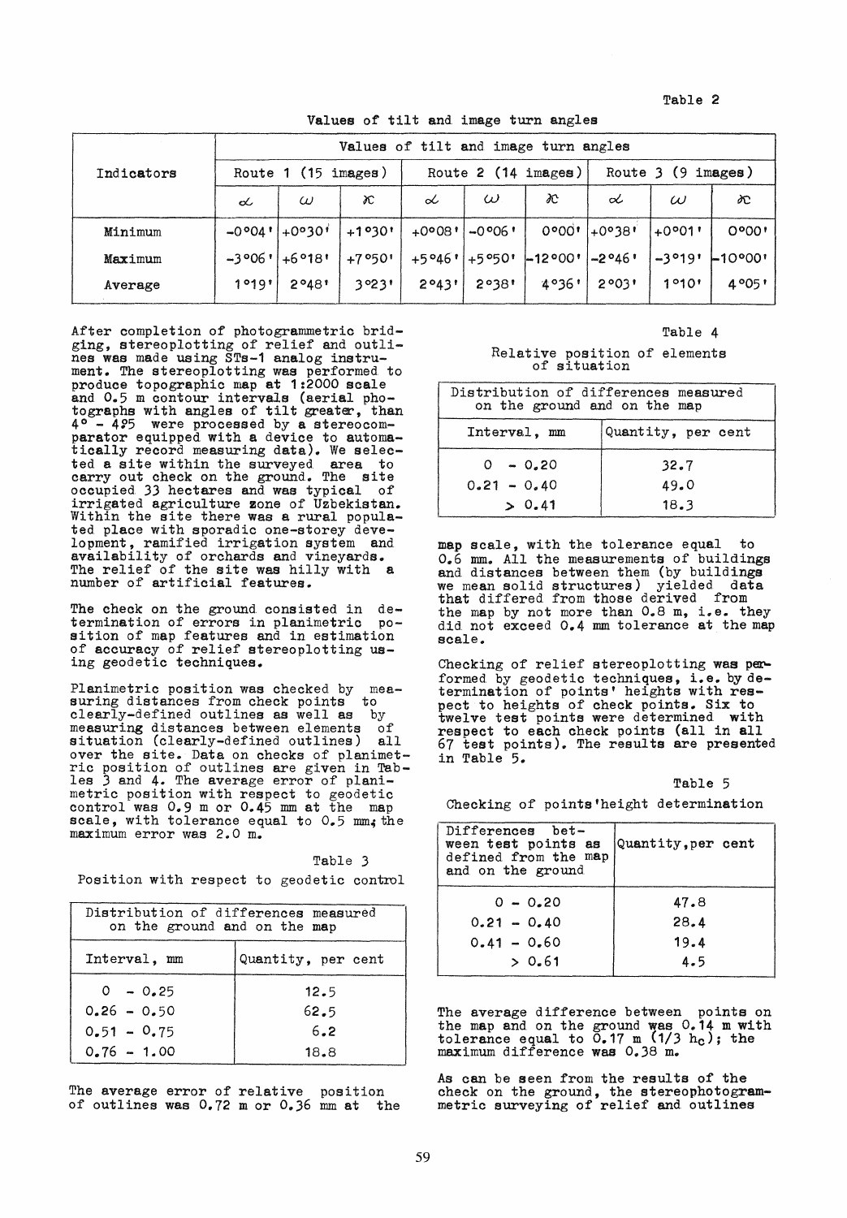Table 2

Values of tilt and image turn angles

| Indicators | Values of tilt and image turn angles | | | | | | | | |
|---|---|---|---|---|---|---|---|---|---|
| | Route 1 (15 images) | | | Route 2 (14 images) | | | Route 3 (9 images) | | |
| | $\alpha$ | $\omega$ | $\varkappa$ | $\alpha$ | $\omega$ | $\varkappa$ | $\alpha$ | $\omega$ | $\varkappa$ |
| Minimum | -0°04' | +0°30' | +1°30' | +0°08' | -0°06' | 0°00' | +0°38' | +0°01' | 0°00' |
| Maximum | -3°06' | +6°18' | +7°50' | +5°46' | +5°50' | -12°00' | -2°46' | -3°19' | -10°00' |
| Average | 1°19' | 2°48' | 3°23' | 2°43' | 2°38' | 4°36' | 2°03' | 1°10' | 4°05' |

After completion of photogrammetric bridging, stereoplotting of relief and outlines was made using STs-1 analog instrument. The stereoplotting was performed to produce topographic map at 1:2000 scale and 0.5 m contour intervals (aerial photographs with angles of tilt greater, than 4° - 4.5 were processed by a stereocomparator equipped with a device to automatically record measuring data). We selected a site within the surveyed area to carry out check on the ground. The site occupied 33 hectares and was typical of irrigated agriculture zone of Uzbekistan. Within the site there was a rural populated place with sporadic one-storey development, ramified irrigation system and availability of orchards and vineyards. The relief of the site was hilly with a number of artificial features.

The check on the ground consisted in determination of errors in planimetric position of map features and in estimation of accuracy of relief stereoplotting using geodetic techniques.

Planimetric position was checked by measuring distances from check points to clearly-defined outlines as well as by measuring distances between elements of situation (clearly-defined outlines) all over the site. Data on checks of planimetric position of outlines are given in Tables 3 and 4. The average error of planimetric position with respect to geodetic control was 0.9 m or 0.45 mm at the map scale, with tolerance equal to 0.5 mm; the maximum error was 2.0 m.

Table 3

Position with respect to geodetic control

| Distribution of differences measured on the ground and on the map | |
|---|---|
| Interval, mm | Quantity, per cent |
| 0 - 0.25 | 12.5 |
| 0.26 - 0.50 | 62.5 |
| 0.51 - 0.75 | 6.2 |
| 0.76 - 1.00 | 18.8 |

The average error of relative position of outlines was 0.72 m or 0.36 mm at the map scale, with the tolerance equal to 0.6 mm. All the measurements of buildings and distances between them (by buildings we mean solid structures) yielded data that differed from those derived from the map by not more than 0.8 m, i.e. they did not exceed 0.4 mm tolerance at the map scale.

Table 4

Relative position of elements of situation

| Distribution of differences measured on the ground and on the map | |
|---|---|
| Interval, mm | Quantity, per cent |
| 0 - 0.20 | 32.7 |
| 0.21 - 0.40 | 49.0 |
| > 0.41 | 18.3 |

Checking of relief stereoplotting was performed by geodetic techniques, i.e. by determination of points' heights with respect to heights of check points. Six to twelve test points were determined with respect to each check points (all in all 67 test points). The results are presented in Table 5.

Table 5

Checking of points'height determination

| Differences between test points as defined from the map and on the ground | Quantity,per cent |
|---|---|
| 0 - 0.20 | 47.8 |
| 0.21 - 0.40 | 28.4 |
| 0.41 - 0.60 | 19.4 |
| > 0.61 | 4.5 |

The average difference between points on the map and on the ground was 0.14 m with tolerance equal to 0.17 m (1/3 $h_c$); the maximum difference was 0.38 m.

As can be seen from the results of the check on the ground, the stereophotogrammetric surveying of relief and outlines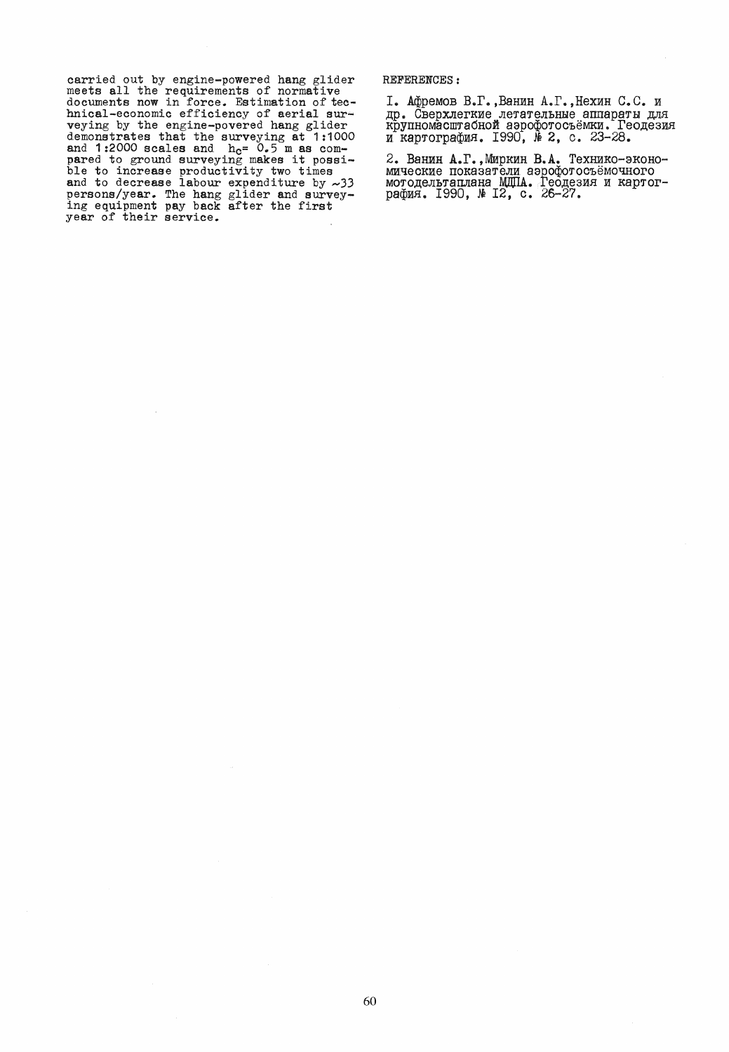carried out by engine-powered hang glider meets all the requirements of normative documents now in force. Estimation of technical-economic efficiency of aerial surveying by the engine-povered hang glider demonstrates that the surveying at 1:1000 and 1:2000 scales and $h_c$= 0.5 m as compared to ground surveying makes it possible to increase productivity two times and to decrease labour expenditure by ~33 persons/year. The hang glider and surveying equipment pay back after the first year of their service.

REFERENCES:

I. Афремов В.Г., Ванин А.Г., Нехин С.С. и др. Сверхлегкие летательные аппараты для крупномасштабной аэрофотосъёмки. Геодезия и картография. I990, № 2, с. 23-28.

2. Ванин А.Г., Миркин В.А. Технико-экономические показатели аэрофотосъёмочного мотодельтаплана МДПА. Геодезия и картография. I990, № I2, с. 26-27.